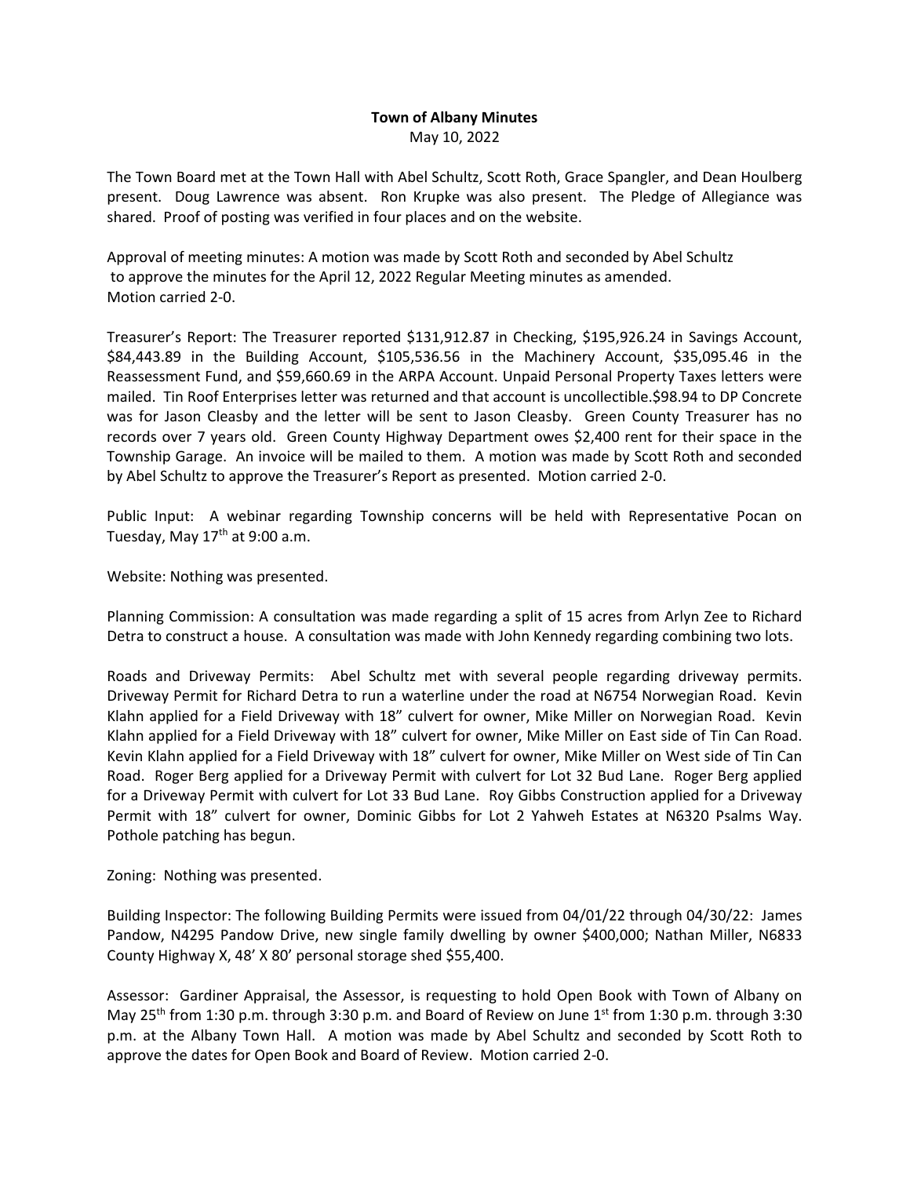**Town of Albany Minutes**

May 10, 2022

The Town Board met at the Town Hall with Abel Schultz, Scott Roth, Grace Spangler, and Dean Houlberg present. Doug Lawrence was absent. Ron Krupke was also present. The Pledge of Allegiance was shared. Proof of posting was verified in four places and on the website.

Approval of meeting minutes: A motion was made by Scott Roth and seconded by Abel Schultz to approve the minutes for the April 12, 2022 Regular Meeting minutes as amended. Motion carried 2-0.

Treasurer's Report: The Treasurer reported $131,912.87 in Checking, $195,926.24 in Savings Account, $84,443.89 in the Building Account, $105,536.56 in the Machinery Account, $35,095.46 in the Reassessment Fund, and $59,660.69 in the ARPA Account. Unpaid Personal Property Taxes letters were mailed. Tin Roof Enterprises letter was returned and that account is uncollectible.$98.94 to DP Concrete was for Jason Cleasby and the letter will be sent to Jason Cleasby. Green County Treasurer has no records over 7 years old. Green County Highway Department owes $2,400 rent for their space in the Township Garage. An invoice will be mailed to them. A motion was made by Scott Roth and seconded by Abel Schultz to approve the Treasurer's Report as presented. Motion carried 2-0.

Public Input: A webinar regarding Township concerns will be held with Representative Pocan on Tuesday, May 17th at 9:00 a.m.

Website: Nothing was presented.

Planning Commission: A consultation was made regarding a split of 15 acres from Arlyn Zee to Richard Detra to construct a house. A consultation was made with John Kennedy regarding combining two lots.

Roads and Driveway Permits: Abel Schultz met with several people regarding driveway permits. Driveway Permit for Richard Detra to run a waterline under the road at N6754 Norwegian Road. Kevin Klahn applied for a Field Driveway with 18" culvert for owner, Mike Miller on Norwegian Road. Kevin Klahn applied for a Field Driveway with 18" culvert for owner, Mike Miller on East side of Tin Can Road. Kevin Klahn applied for a Field Driveway with 18" culvert for owner, Mike Miller on West side of Tin Can Road. Roger Berg applied for a Driveway Permit with culvert for Lot 32 Bud Lane. Roger Berg applied for a Driveway Permit with culvert for Lot 33 Bud Lane. Roy Gibbs Construction applied for a Driveway Permit with 18" culvert for owner, Dominic Gibbs for Lot 2 Yahweh Estates at N6320 Psalms Way. Pothole patching has begun.

Zoning: Nothing was presented.

Building Inspector: The following Building Permits were issued from 04/01/22 through 04/30/22: James Pandow, N4295 Pandow Drive, new single family dwelling by owner $400,000; Nathan Miller, N6833 County Highway X, 48' X 80' personal storage shed $55,400.

Assessor: Gardiner Appraisal, the Assessor, is requesting to hold Open Book with Town of Albany on May 25th from 1:30 p.m. through 3:30 p.m. and Board of Review on June 1st from 1:30 p.m. through 3:30 p.m. at the Albany Town Hall. A motion was made by Abel Schultz and seconded by Scott Roth to approve the dates for Open Book and Board of Review. Motion carried 2-0.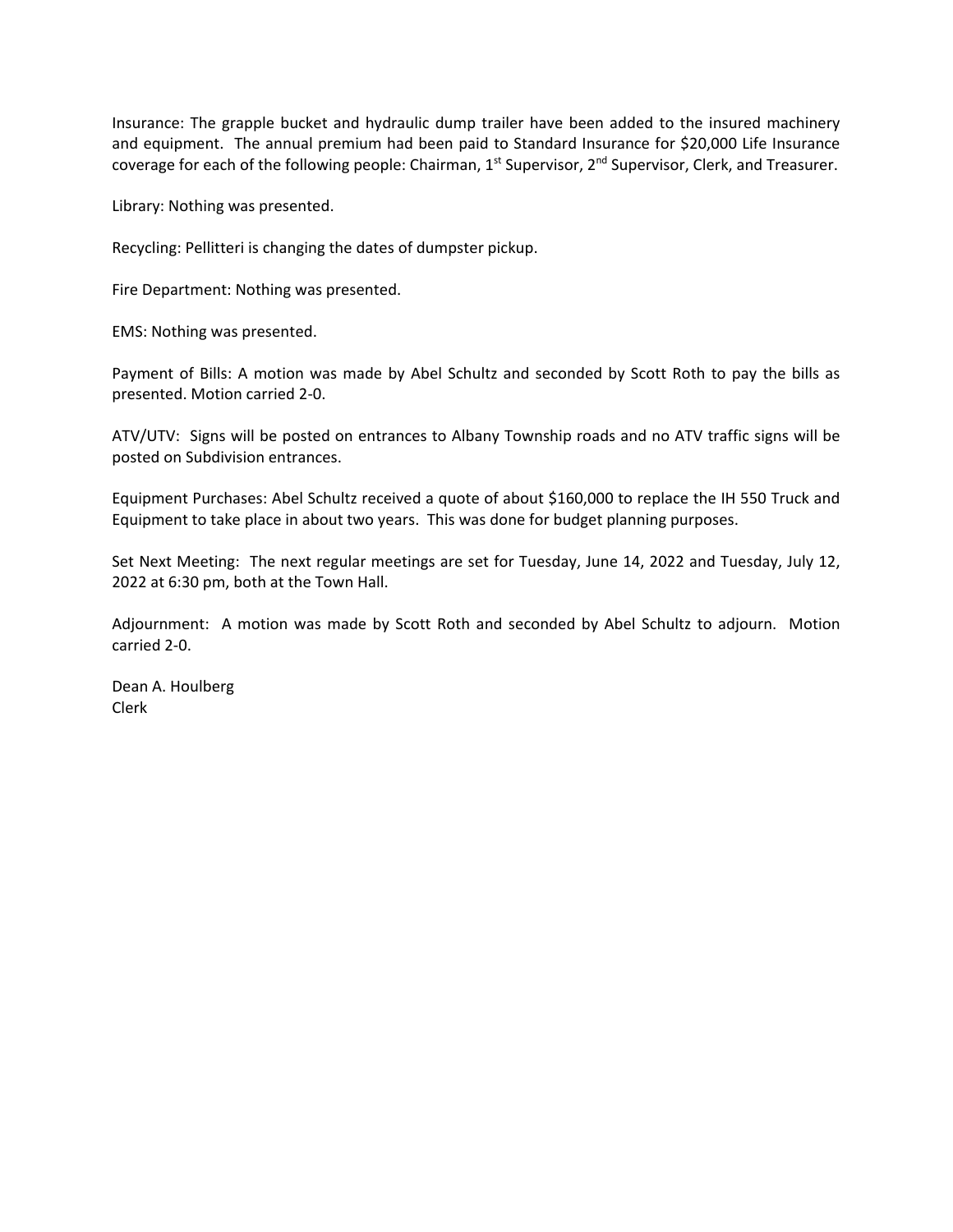Insurance: The grapple bucket and hydraulic dump trailer have been added to the insured machinery and equipment. The annual premium had been paid to Standard Insurance for $20,000 Life Insurance coverage for each of the following people: Chairman, 1st Supervisor, 2nd Supervisor, Clerk, and Treasurer.

Library: Nothing was presented.

Recycling: Pellitteri is changing the dates of dumpster pickup.

Fire Department: Nothing was presented.

EMS: Nothing was presented.

Payment of Bills: A motion was made by Abel Schultz and seconded by Scott Roth to pay the bills as presented. Motion carried 2-0.

ATV/UTV: Signs will be posted on entrances to Albany Township roads and no ATV traffic signs will be posted on Subdivision entrances.

Equipment Purchases: Abel Schultz received a quote of about $160,000 to replace the IH 550 Truck and Equipment to take place in about two years. This was done for budget planning purposes.

Set Next Meeting: The next regular meetings are set for Tuesday, June 14, 2022 and Tuesday, July 12, 2022 at 6:30 pm, both at the Town Hall.

Adjournment: A motion was made by Scott Roth and seconded by Abel Schultz to adjourn. Motion carried 2-0.

Dean A. Houlberg
Clerk